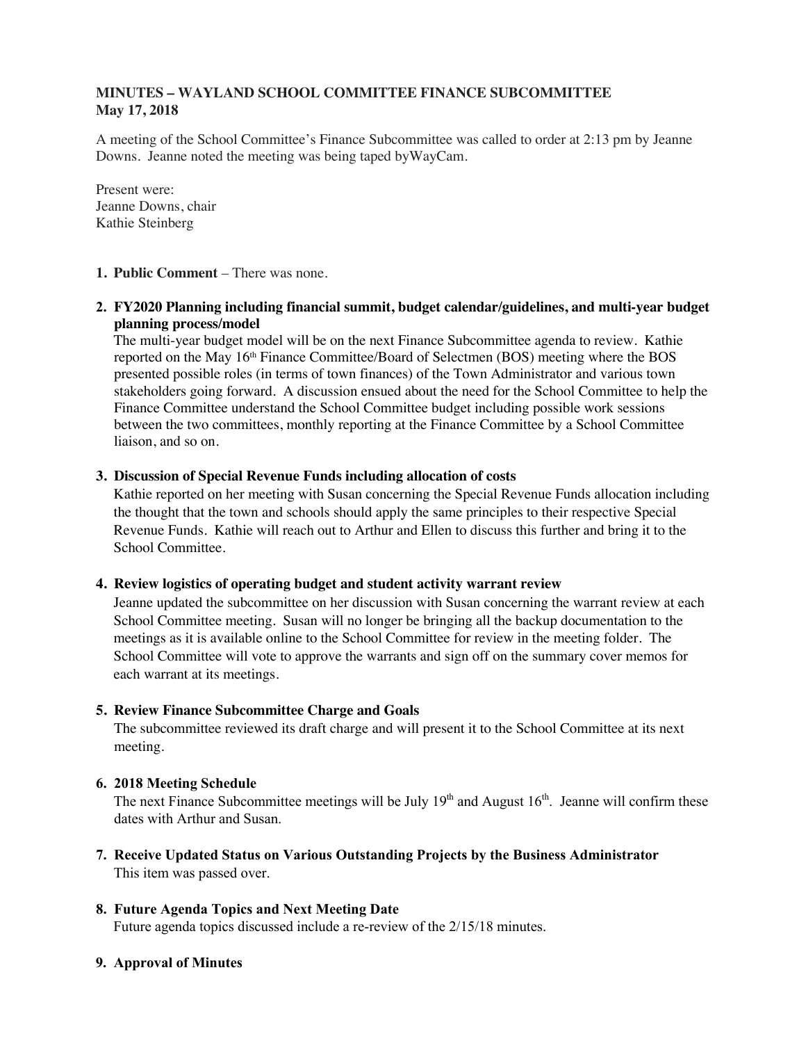**MINUTES – WAYLAND SCHOOL COMMITTEE FINANCE SUBCOMMITTEE**
**May 17, 2018**

A meeting of the School Committee's Finance Subcommittee was called to order at 2:13 pm by Jeanne Downs. Jeanne noted the meeting was being taped byWayCam.

Present were:
Jeanne Downs, chair
Kathie Steinberg

1. **Public Comment** – There was none.

2. **FY2020 Planning including financial summit, budget calendar/guidelines, and multi-year budget planning process/model**
   The multi-year budget model will be on the next Finance Subcommittee agenda to review. Kathie reported on the May 16th Finance Committee/Board of Selectmen (BOS) meeting where the BOS presented possible roles (in terms of town finances) of the Town Administrator and various town stakeholders going forward. A discussion ensued about the need for the School Committee to help the Finance Committee understand the School Committee budget including possible work sessions between the two committees, monthly reporting at the Finance Committee by a School Committee liaison, and so on.

3. **Discussion of Special Revenue Funds including allocation of costs**
   Kathie reported on her meeting with Susan concerning the Special Revenue Funds allocation including the thought that the town and schools should apply the same principles to their respective Special Revenue Funds. Kathie will reach out to Arthur and Ellen to discuss this further and bring it to the School Committee.

4. **Review logistics of operating budget and student activity warrant review**
   Jeanne updated the subcommittee on her discussion with Susan concerning the warrant review at each School Committee meeting. Susan will no longer be bringing all the backup documentation to the meetings as it is available online to the School Committee for review in the meeting folder. The School Committee will vote to approve the warrants and sign off on the summary cover memos for each warrant at its meetings.

5. **Review Finance Subcommittee Charge and Goals**
   The subcommittee reviewed its draft charge and will present it to the School Committee at its next meeting.

6. **2018 Meeting Schedule**
   The next Finance Subcommittee meetings will be July 19th and August 16th. Jeanne will confirm these dates with Arthur and Susan.

7. **Receive Updated Status on Various Outstanding Projects by the Business Administrator**
   This item was passed over.

8. **Future Agenda Topics and Next Meeting Date**
   Future agenda topics discussed include a re-review of the 2/15/18 minutes.

9. **Approval of Minutes**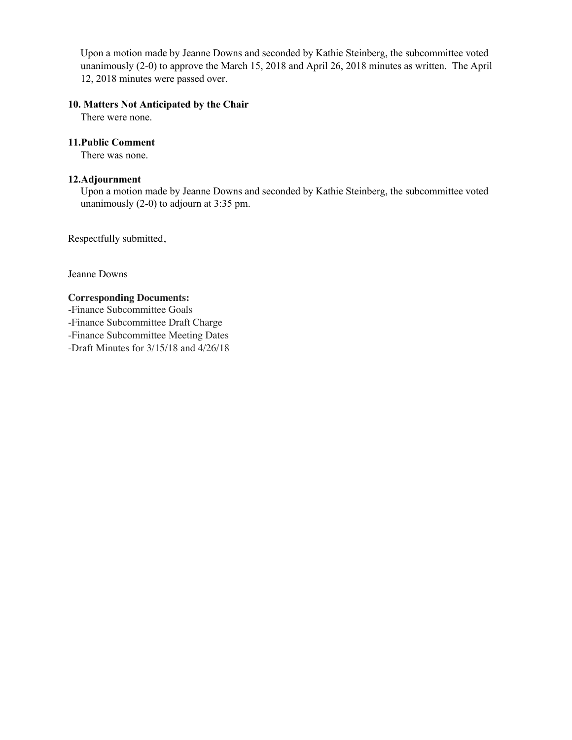Upon a motion made by Jeanne Downs and seconded by Kathie Steinberg, the subcommittee voted unanimously (2-0) to approve the March 15, 2018 and April 26, 2018 minutes as written. The April 12, 2018 minutes were passed over.

**10. Matters Not Anticipated by the Chair**

There were none.

**11.Public Comment**

There was none.

**12.Adjournment**

Upon a motion made by Jeanne Downs and seconded by Kathie Steinberg, the subcommittee voted unanimously (2-0) to adjourn at 3:35 pm.

Respectfully submitted,

Jeanne Downs

**Corresponding Documents:**

-Finance Subcommittee Goals
-Finance Subcommittee Draft Charge
-Finance Subcommittee Meeting Dates
-Draft Minutes for 3/15/18 and 4/26/18